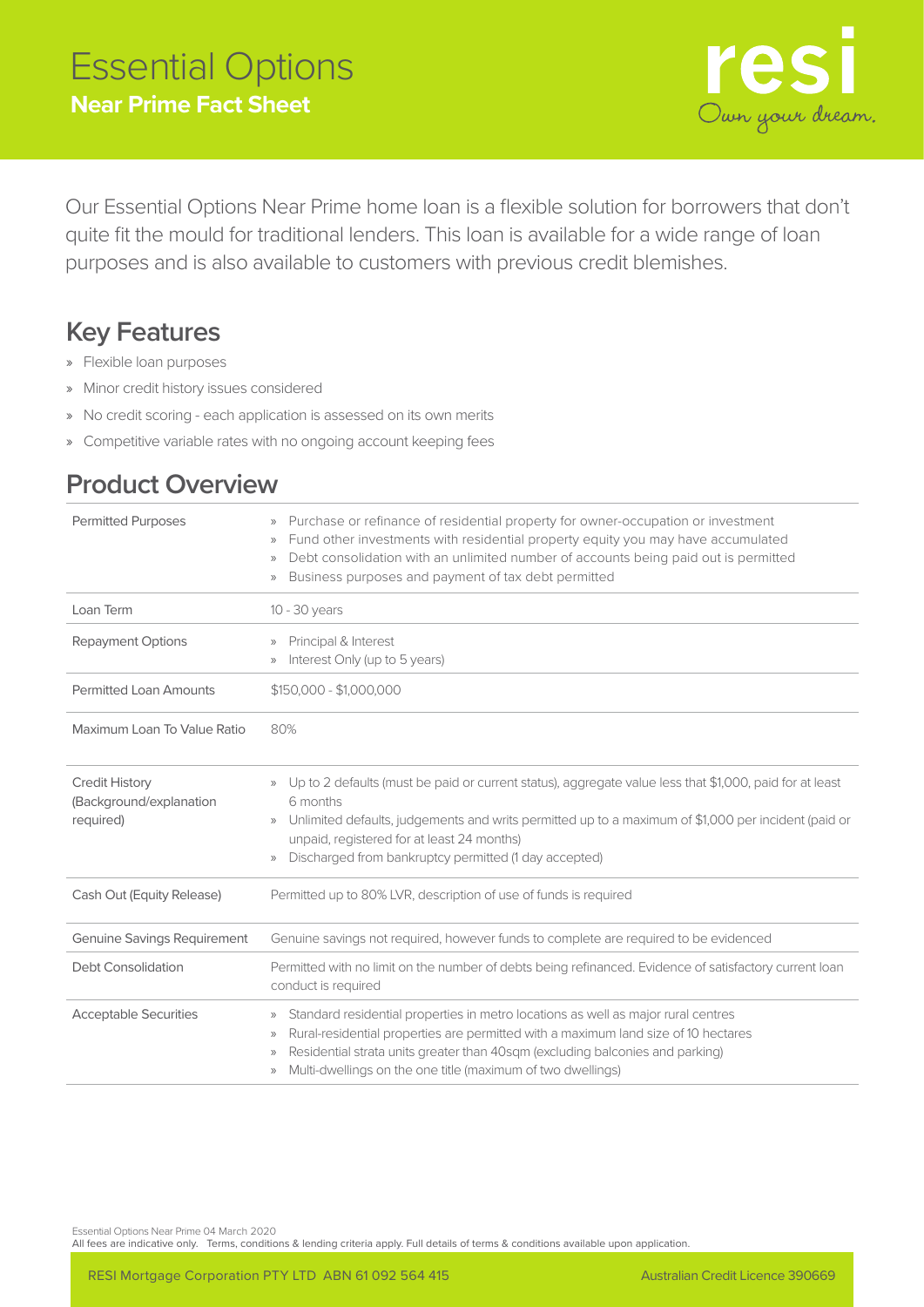# Essential Options

**Near Prime Fact Sheet**

resi
Own your dream.

Our Essential Options Near Prime home loan is a flexible solution for borrowers that don't quite fit the mould for traditional lenders. This loan is available for a wide range of loan purposes and is also available to customers with previous credit blemishes.

## Key Features

- Flexible loan purposes
- Minor credit history issues considered
- No credit scoring - each application is assessed on its own merits
- Competitive variable rates with no ongoing account keeping fees

## Product Overview

| | |
|---|---|
| Permitted Purposes | » Purchase or refinance of residential property for owner-occupation or investment<br>» Fund other investments with residential property equity you may have accumulated<br>» Debt consolidation with an unlimited number of accounts being paid out is permitted<br>» Business purposes and payment of tax debt permitted |
| Loan Term | 10 - 30 years |
| Repayment Options | » Principal & Interest<br>» Interest Only (up to 5 years) |
| Permitted Loan Amounts | $150,000 - $1,000,000 |
| Maximum Loan To Value Ratio | 80% |
| Credit History (Background/explanation required) | » Up to 2 defaults (must be paid or current status), aggregate value less that $1,000, paid for at least 6 months<br>» Unlimited defaults, judgements and writs permitted up to a maximum of $1,000 per incident (paid or unpaid, registered for at least 24 months)<br>» Discharged from bankruptcy permitted (1 day accepted) |
| Cash Out (Equity Release) | Permitted up to 80% LVR, description of use of funds is required |
| Genuine Savings Requirement | Genuine savings not required, however funds to complete are required to be evidenced |
| Debt Consolidation | Permitted with no limit on the number of debts being refinanced. Evidence of satisfactory current loan conduct is required |
| Acceptable Securities | » Standard residential properties in metro locations as well as major rural centres<br>» Rural-residential properties are permitted with a maximum land size of 10 hectares<br>» Residential strata units greater than 40sqm (excluding balconies and parking)<br>» Multi-dwellings on the one title (maximum of two dwellings) |

Essential Options Near Prime 04 March 2020
All fees are indicative only. Terms, conditions & lending criteria apply. Full details of terms & conditions available upon application.

RESI Mortgage Corporation PTY LTD ABN 61 092 564 415 — Australian Credit Licence 390669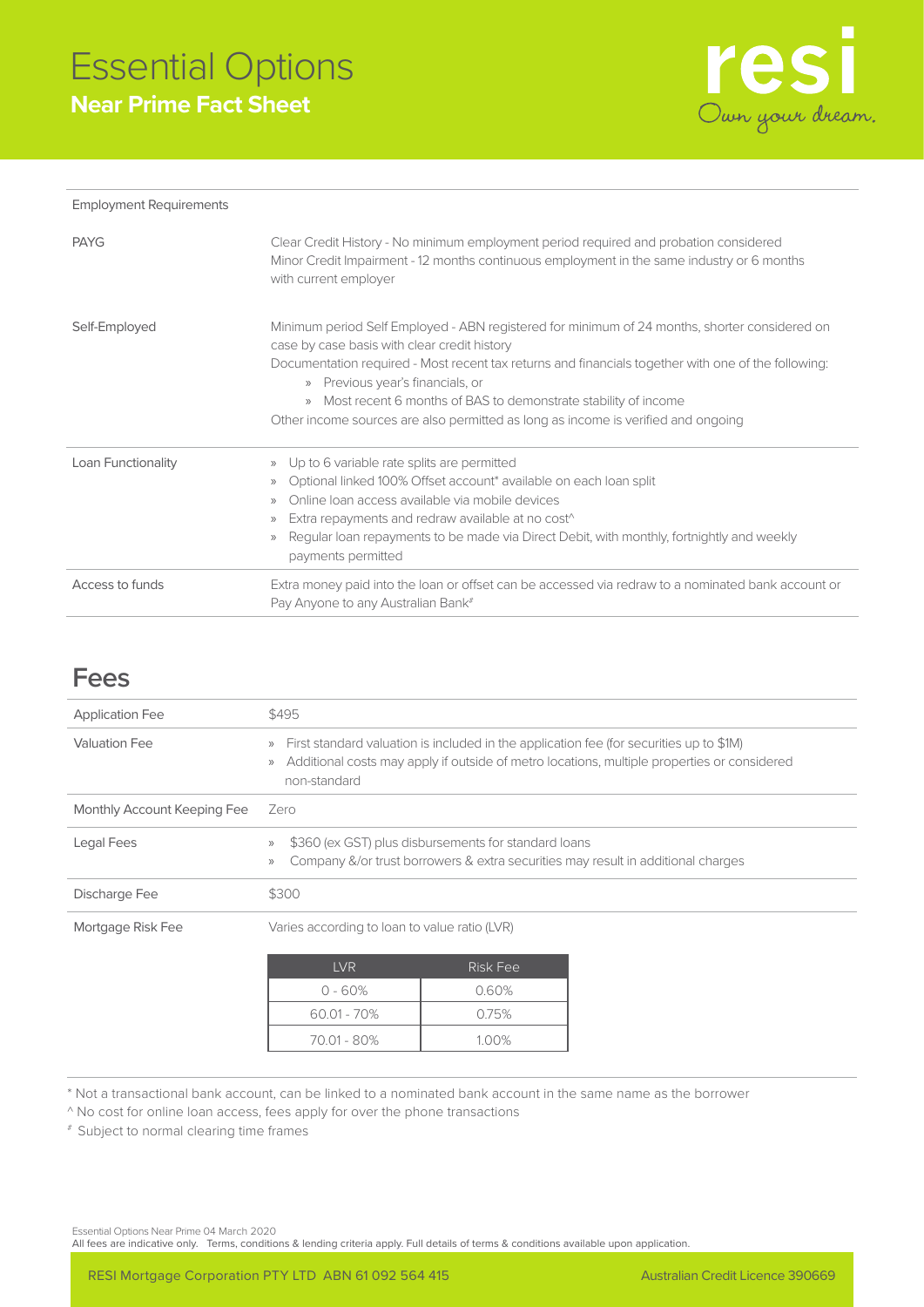# Essential Options

## Near Prime Fact Sheet

resi

Own your dream.

| Employment Requirements | |
|---|---|
| PAYG | Clear Credit History - No minimum employment period required and probation considered<br>Minor Credit Impairment - 12 months continuous employment in the same industry or 6 months with current employer |
| Self-Employed | Minimum period Self Employed - ABN registered for minimum of 24 months, shorter considered on case by case basis with clear credit history<br>Documentation required - Most recent tax returns and financials together with one of the following:<br>» Previous year's financials, or<br>» Most recent 6 months of BAS to demonstrate stability of income<br>Other income sources are also permitted as long as income is verified and ongoing |
| Loan Functionality | » Up to 6 variable rate splits are permitted<br>» Optional linked 100% Offset account* available on each loan split<br>» Online loan access available via mobile devices<br>» Extra repayments and redraw available at no cost^<br>» Regular loan repayments to be made via Direct Debit, with monthly, fortnightly and weekly payments permitted |
| Access to funds | Extra money paid into the loan or offset can be accessed via redraw to a nominated bank account or Pay Anyone to any Australian Bank# |

## Fees

| | |
|---|---|
| Application Fee | $495 |
| Valuation Fee | » First standard valuation is included in the application fee (for securities up to $1M)<br>» Additional costs may apply if outside of metro locations, multiple properties or considered non-standard |
| Monthly Account Keeping Fee | Zero |
| Legal Fees | » $360 (ex GST) plus disbursements for standard loans<br>» Company &/or trust borrowers & extra securities may result in additional charges |
| Discharge Fee | $300 |
| Mortgage Risk Fee | Varies according to loan to value ratio (LVR) |

| LVR | Risk Fee |
|---|---|
| 0 - 60% | 0.60% |
| 60.01 - 70% | 0.75% |
| 70.01 - 80% | 1.00% |

* Not a transactional bank account, can be linked to a nominated bank account in the same name as the borrower

^ No cost for online loan access, fees apply for over the phone transactions

# Subject to normal clearing time frames

Essential Options Near Prime 04 March 2020

All fees are indicative only. Terms, conditions & lending criteria apply. Full details of terms & conditions available upon application.

RESI Mortgage Corporation PTY LTD ABN 61 092 564 415 Australian Credit Licence 390669